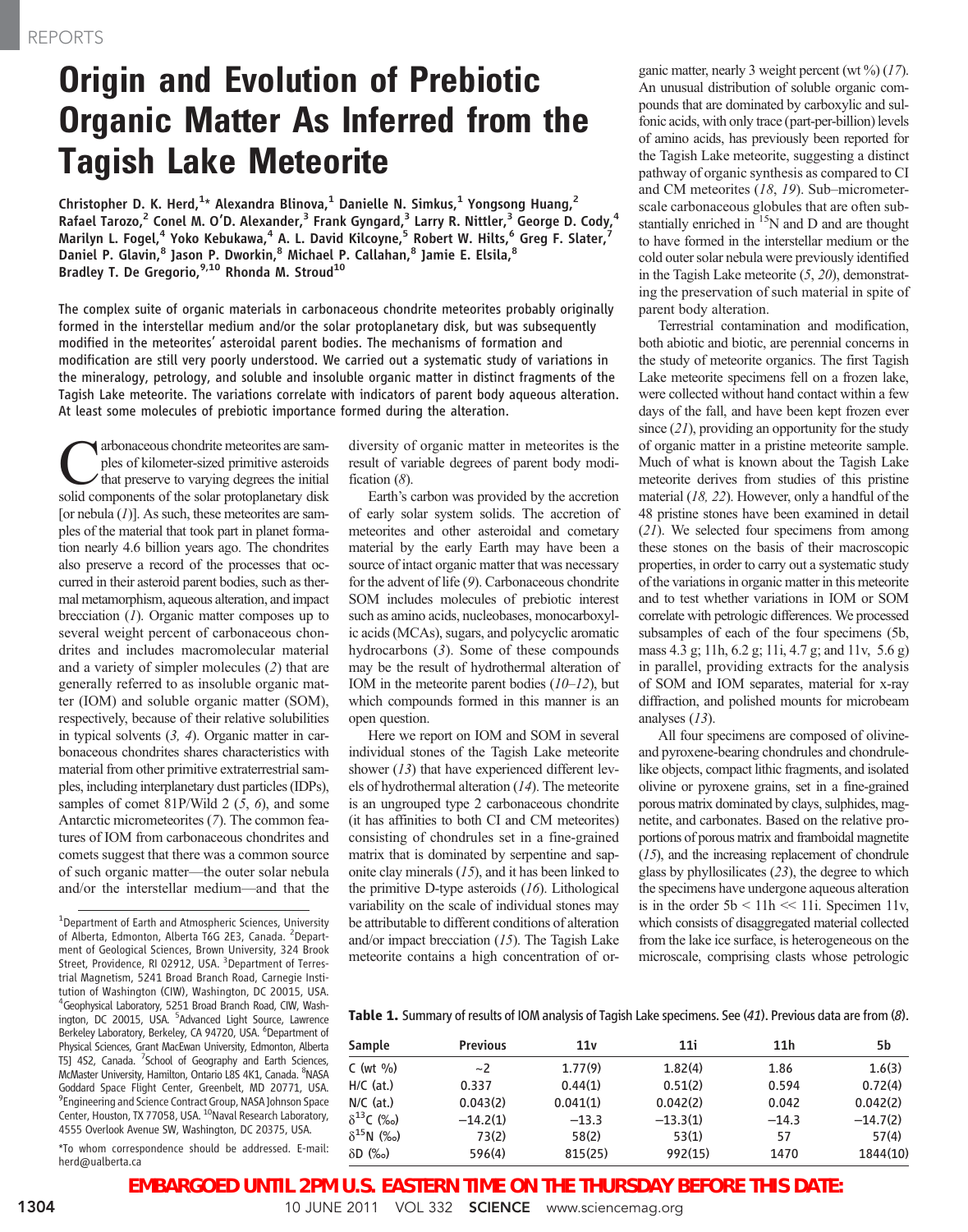# Origin and Evolution of Prebiotic Organic Matter As Inferred from the Tagish Lake Meteorite

**Christopher D. K. Herd,[1]* Alexandra Blinova,[1] Danielle N. Simkus,[1] Yongsong Huang,[2] Rafael Tarozo,[2] Conel M. O'D. Alexander,[3] Frank Gyngard,[3] Larry R. Nittler,[3] George D. Cody,[4] Marilyn L. Fogel,[4] Yoko Kebukawa,[4] A. L. David Kilcoyne,[5] Robert W. Hilts,[6] Greg F. Slater,[7] Daniel P. Glavin,[8] Jason P. Dworkin,[8] Michael P. Callahan,[8] Jamie E. Elsila,[8] Bradley T. De Gregorio,[9,10] Rhonda M. Stroud[10]**

The complex suite of organic materials in carbonaceous chondrite meteorites probably originally formed in the interstellar medium and/or the solar protoplanetary disk, but was subsequently modified in the meteorites' asteroidal parent bodies. The mechanisms of formation and modification are still very poorly understood. We carried out a systematic study of variations in the mineralogy, petrology, and soluble and insoluble organic matter in distinct fragments of the Tagish Lake meteorite. The variations correlate with indicators of parent body aqueous alteration. At least some molecules of prebiotic importance formed during the alteration.

Carbonaceous chondrite meteorites are samples of kilometer-sized primitive asteroids that preserve to varying degrees the initial solid components of the solar protoplanetary disk [or nebula (*1*)]. As such, these meteorites are samples of the material that took part in planet formation nearly 4.6 billion years ago. The chondrites also preserve a record of the processes that occurred in their asteroid parent bodies, such as thermal metamorphism, aqueous alteration, and impact brecciation (*1*). Organic matter composes up to several weight percent of carbonaceous chondrites and includes macromolecular material and a variety of simpler molecules (*2*) that are generally referred to as insoluble organic matter (IOM) and soluble organic matter (SOM), respectively, because of their relative solubilities in typical solvents (*3, 4*). Organic matter in carbonaceous chondrites shares characteristics with material from other primitive extraterrestrial samples, including interplanetary dust particles (IDPs), samples of comet 81P/Wild 2 (*5, 6*), and some Antarctic micrometeorites (*7*). The common features of IOM from carbonaceous chondrites and comets suggest that there was a common source of such organic matter—the outer solar nebula and/or the interstellar medium—and that the diversity of organic matter in meteorites is the result of variable degrees of parent body modification (*8*).

Earth's carbon was provided by the accretion of early solar system solids. The accretion of meteorites and other asteroidal and cometary material by the early Earth may have been a source of intact organic matter that was necessary for the advent of life (*9*). Carbonaceous chondrite SOM includes molecules of prebiotic interest such as amino acids, nucleobases, monocarboxylic acids (MCAs), sugars, and polycyclic aromatic hydrocarbons (*3*). Some of these compounds may be the result of hydrothermal alteration of IOM in the meteorite parent bodies (*10–12*), but which compounds formed in this manner is an open question.

Here we report on IOM and SOM in several individual stones of the Tagish Lake meteorite shower (*13*) that have experienced different levels of hydrothermal alteration (*14*). The meteorite is an ungrouped type 2 carbonaceous chondrite (it has affinities to both CI and CM meteorites) consisting of chondrules set in a fine-grained matrix that is dominated by serpentine and saponite clay minerals (*15*), and it has been linked to the primitive D-type asteroids (*16*). Lithological variability on the scale of individual stones may be attributable to different conditions of alteration and/or impact brecciation (*15*). The Tagish Lake meteorite contains a high concentration of organic matter, nearly 3 weight percent (wt %) (*17*). An unusual distribution of soluble organic compounds that are dominated by carboxylic and sulfonic acids, with only trace (part-per-billion) levels of amino acids, has previously been reported for the Tagish Lake meteorite, suggesting a distinct pathway of organic synthesis as compared to CI and CM meteorites (*18, 19*). Sub–micrometer-scale carbonaceous globules that are often substantially enriched in $^{15}$N and D and are thought to have formed in the interstellar medium or the cold outer solar nebula were previously identified in the Tagish Lake meteorite (*5, 20*), demonstrating the preservation of such material in spite of parent body alteration.

Terrestrial contamination and modification, both abiotic and biotic, are perennial concerns in the study of meteorite organics. The first Tagish Lake meteorite specimens fell on a frozen lake, were collected without hand contact within a few days of the fall, and have been kept frozen ever since (*21*), providing an opportunity for the study of organic matter in a pristine meteorite sample. Much of what is known about the Tagish Lake meteorite derives from studies of this pristine material (*18, 22*). However, only a handful of the 48 pristine stones have been examined in detail (*21*). We selected four specimens from among these stones on the basis of their macroscopic properties, in order to carry out a systematic study of the variations in organic matter in this meteorite and to test whether variations in IOM or SOM correlate with petrologic differences. We processed subsamples of each of the four specimens (5b, mass 4.3 g; 11h, 6.2 g; 11i, 4.7 g; and 11v, 5.6 g) in parallel, providing extracts for the analysis of SOM and IOM separates, material for x-ray diffraction, and polished mounts for microbeam analyses (*13*).

All four specimens are composed of olivine- and pyroxene-bearing chondrules and chondrule-like objects, compact lithic fragments, and isolated olivine or pyroxene grains, set in a fine-grained porous matrix dominated by clays, sulphides, magnetite, and carbonates. Based on the relative proportions of porous matrix and framboidal magnetite (*15*), and the increasing replacement of chondrule glass by phyllosilicates (*23*), the degree to which the specimens have undergone aqueous alteration is in the order 5b < 11h << 11i. Specimen 11v, which consists of disaggregated material collected from the lake ice surface, is heterogeneous on the microscale, comprising clasts whose petrologic

**Table 1.** Summary of results of IOM analysis of Tagish Lake specimens. See (*41*). Previous data are from (*8*).

| Sample | Previous | 11v | 11i | 11h | 5b |
|---|---|---|---|---|---|
| C (wt %) | ~2 | 1.77(9) | 1.82(4) | 1.86 | 1.6(3) |
| H/C (at.) | 0.337 | 0.44(1) | 0.51(2) | 0.594 | 0.72(4) |
| N/C (at.) | 0.043(2) | 0.041(1) | 0.042(2) | 0.042 | 0.042(2) |
| $\delta^{13}$C (‰) | −14.2(1) | −13.3 | −13.3(1) | −14.3 | −14.7(2) |
| $\delta^{15}$N (‰) | 73(2) | 58(2) | 53(1) | 57 | 57(4) |
| δD (‰) | 596(4) | 815(25) | 992(15) | 1470 | 1844(10) |

---

[1]Department of Earth and Atmospheric Sciences, University of Alberta, Edmonton, Alberta T6G 2E3, Canada. [2]Department of Geological Sciences, Brown University, 324 Brook Street, Providence, RI 02912, USA. [3]Department of Terrestrial Magnetism, 5241 Broad Branch Road, Carnegie Institution of Washington (CIW), Washington, DC 20015, USA. [4]Geophysical Laboratory, 5251 Broad Branch Road, CIW, Washington, DC 20015, USA. [5]Advanced Light Source, Lawrence Berkeley Laboratory, Berkeley, CA 94720, USA. [6]Department of Physical Sciences, Grant MacEwan University, Edmonton, Alberta T5J 4S2, Canada. [7]School of Geography and Earth Sciences, McMaster University, Hamilton, Ontario L8S 4K1, Canada. [8]NASA Goddard Space Flight Center, Greenbelt, MD 20771, USA. [9]Engineering and Science Contract Group, NASA Johnson Space Center, Houston, TX 77058, USA. [10]Naval Research Laboratory, 4555 Overlook Avenue SW, Washington, DC 20375, USA.

*To whom correspondence should be addressed. E-mail: herd@ualberta.ca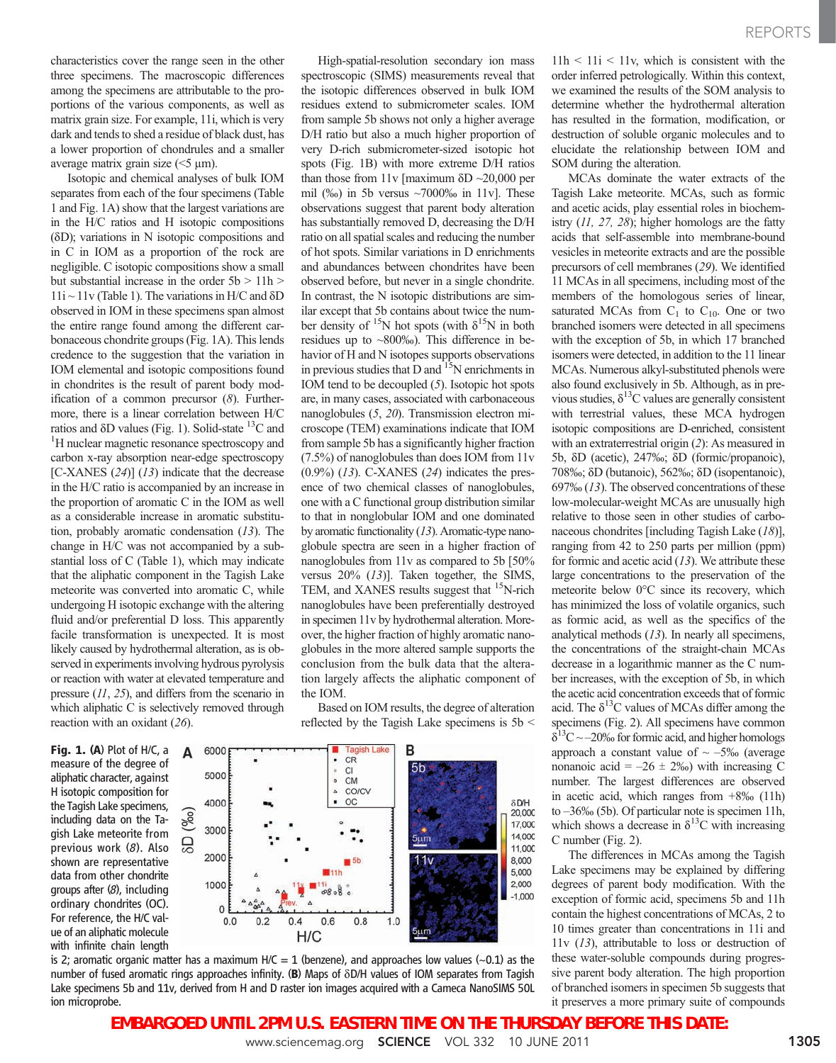characteristics cover the range seen in the other three specimens. The macroscopic differences among the specimens are attributable to the proportions of the various components, as well as matrix grain size. For example, 11i, which is very dark and tends to shed a residue of black dust, has a lower proportion of chondrules and a smaller average matrix grain size (<5 μm).

Isotopic and chemical analyses of bulk IOM separates from each of the four specimens (Table 1 and Fig. 1A) show that the largest variations are in the H/C ratios and H isotopic compositions (δD); variations in N isotopic compositions and in C in IOM as a proportion of the rock are negligible. C isotopic compositions show a small but substantial increase in the order 5b > 11h > 11i ~ 11v (Table 1). The variations in H/C and δD observed in IOM in these specimens span almost the entire range found among the different carbonaceous chondrite groups (Fig. 1A). This lends credence to the suggestion that the variation in IOM elemental and isotopic compositions found in chondrites is the result of parent body modification of a common precursor (*8*). Furthermore, there is a linear correlation between H/C ratios and δD values (Fig. 1). Solid-state $^{13}C$ and $^{1}H$ nuclear magnetic resonance spectroscopy and carbon x-ray absorption near-edge spectroscopy [C-XANES (*24*)] (*13*) indicate that the decrease in the H/C ratio is accompanied by an increase in the proportion of aromatic C in the IOM as well as a considerable increase in aromatic substitution, probably aromatic condensation (*13*). The change in H/C was not accompanied by a substantial loss of C (Table 1), which may indicate that the aliphatic component in the Tagish Lake meteorite was converted into aromatic C, while undergoing H isotopic exchange with the altering fluid and/or preferential D loss. This apparently facile transformation is unexpected. It is most likely caused by hydrothermal alteration, as is observed in experiments involving hydrous pyrolysis or reaction with water at elevated temperature and pressure (*11*, *25*), and differs from the scenario in which aliphatic C is selectively removed through reaction with an oxidant (*26*).

High-spatial-resolution secondary ion mass spectroscopic (SIMS) measurements reveal that the isotopic differences observed in bulk IOM residues extend to submicrometer scales. IOM from sample 5b shows not only a higher average D/H ratio but also a much higher proportion of very D-rich submicrometer-sized isotopic hot spots (Fig. 1B) with more extreme D/H ratios than those from 11v [maximum δD ~20,000 per mil (‰) in 5b versus ~7000‰ in 11v]. These observations suggest that parent body alteration has substantially removed D, decreasing the D/H ratio on all spatial scales and reducing the number of hot spots. Similar variations in D enrichments and abundances between chondrites have been observed before, but never in a single chondrite. In contrast, the N isotopic distributions are similar except that 5b contains about twice the number density of $^{15}N$ hot spots (with $\delta^{15}N$ in both residues up to ~800‰). This difference in behavior of H and N isotopes supports observations in previous studies that D and $^{15}N$ enrichments in IOM tend to be decoupled (*5*). Isotopic hot spots are, in many cases, associated with carbonaceous nanoglobules (*5*, *20*). Transmission electron microscope (TEM) examinations indicate that IOM from sample 5b has a significantly higher fraction (7.5%) of nanoglobules than does IOM from 11v (0.9%) (*13*). C-XANES (*24*) indicates the presence of two chemical classes of nanoglobules, one with a C functional group distribution similar to that in nonglobular IOM and one dominated by aromatic functionality (*13*). Aromatic-type nanoglobule spectra are seen in a higher fraction of nanoglobules from 11v as compared to 5b [50% versus 20% (*13*)]. Taken together, the SIMS, TEM, and XANES results suggest that $^{15}N$-rich nanoglobules have been preferentially destroyed in specimen 11v by hydrothermal alteration. Moreover, the higher fraction of highly aromatic nanoglobules in the more altered sample supports the conclusion from the bulk data that the alteration largely affects the aliphatic component of the IOM.

Based on IOM results, the degree of alteration reflected by the Tagish Lake specimens is 5b < 11h < 11i < 11v, which is consistent with the order inferred petrologically. Within this context, we examined the results of the SOM analysis to determine whether the hydrothermal alteration has resulted in the formation, modification, or destruction of soluble organic molecules and to elucidate the relationship between IOM and SOM during the alteration.

MCAs dominate the water extracts of the Tagish Lake meteorite. MCAs, such as formic and acetic acids, play essential roles in biochemistry (*11*, *27*, *28*); higher homologs are the fatty acids that self-assemble into membrane-bound vesicles in meteorite extracts and are the possible precursors of cell membranes (*29*). We identified 11 MCAs in all specimens, including most of the members of the homologous series of linear, saturated MCAs from $C_1$ to $C_{10}$. One or two branched isomers were detected in all specimens with the exception of 5b, in which 17 branched isomers were detected, in addition to the 11 linear MCAs. Numerous alkyl-substituted phenols were also found exclusively in 5b. Although, as in previous studies, $\delta^{13}C$ values are generally consistent with terrestrial values, these MCA hydrogen isotopic compositions are D-enriched, consistent with an extraterrestrial origin (*2*): As measured in 5b, δD (acetic), 247‰; δD (formic/propanoic), 708‰; δD (butanoic), 562‰; δD (isopentanoic), 697‰ (*13*). The observed concentrations of these low-molecular-weight MCAs are unusually high relative to those seen in other studies of carbonaceous chondrites [including Tagish Lake (*18*)], ranging from 42 to 250 parts per million (ppm) for formic and acetic acid (*13*). We attribute these large concentrations to the preservation of the meteorite below 0°C since its recovery, which has minimized the loss of volatile organics, such as formic acid, as well as the specifics of the analytical methods (*13*). In nearly all specimens, the concentrations of the straight-chain MCAs decrease in a logarithmic manner as the C number increases, with the exception of 5b, in which the acetic acid concentration exceeds that of formic acid. The $\delta^{13}C$ values of MCAs differ among the specimens (Fig. 2). All specimens have common $\delta^{13}C$ ~ −20‰ for formic acid, and higher homologs approach a constant value of ~ −5‰ (average nonanoic acid = −26 ± 2‰) with increasing C number. The largest differences are observed in acetic acid, which ranges from +8‰ (11h) to −36‰ (5b). Of particular note is specimen 11h, which shows a decrease in $\delta^{13}C$ with increasing C number (Fig. 2).

The differences in MCAs among the Tagish Lake specimens may be explained by differing degrees of parent body modification. With the exception of formic acid, specimens 5b and 11h contain the highest concentrations of MCAs, 2 to 10 times greater than concentrations in 11i and 11v (*13*), attributable to loss or destruction of these water-soluble compounds during progressive parent body alteration. The high proportion of branched isomers in specimen 5b suggests that it preserves a more primary suite of compounds

**Fig. 1.** (**A**) Plot of H/C, a measure of the degree of aliphatic character, against H isotopic composition for the Tagish Lake specimens, including data on the Tagish Lake meteorite from previous work (*8*). Also shown are representative data from other chondrite groups after (*8*), including ordinary chondrites (OC). For reference, the H/C value of an aliphatic molecule with infinite chain length is 2; aromatic organic matter has a maximum H/C = 1 (benzene), and approaches low values (~0.1) as the number of fused aromatic rings approaches infinity. (**B**) Maps of δD/H values of IOM separates from Tagish Lake specimens 5b and 11v, derived from H and D raster ion images acquired with a Cameca NanoSIMS 50L ion microprobe.

**EMBARGOED UNTIL 2PM U.S. EASTERN TIME ON THE THURSDAY BEFORE THIS DATE:**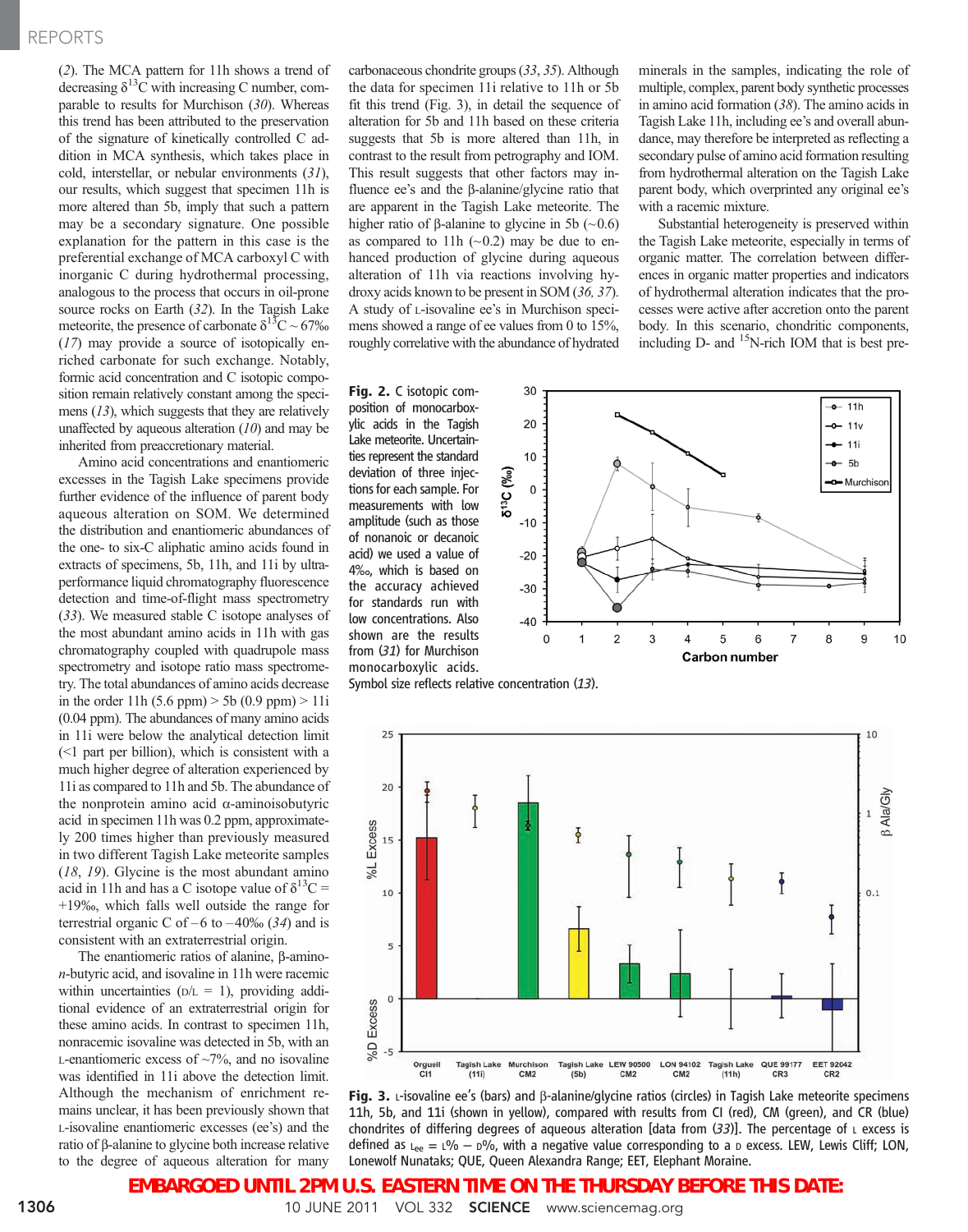(2). The MCA pattern for 11h shows a trend of decreasing $\delta^{13}C$ with increasing C number, comparable to results for Murchison (30). Whereas this trend has been attributed to the preservation of the signature of kinetically controlled C addition in MCA synthesis, which takes place in cold, interstellar, or nebular environments (31), our results, which suggest that specimen 11h is more altered than 5b, imply that such a pattern may be a secondary signature. One possible explanation for the pattern in this case is the preferential exchange of MCA carboxyl C with inorganic C during hydrothermal processing, analogous to the process that occurs in oil-prone source rocks on Earth (32). In the Tagish Lake meteorite, the presence of carbonate $\delta^{13}C \sim 67‰$ (17) may provide a source of isotopically enriched carbonate for such exchange. Notably, formic acid concentration and C isotopic composition remain relatively constant among the specimens (13), which suggests that they are relatively unaffected by aqueous alteration (10) and may be inherited from preaccretionary material.

Amino acid concentrations and enantiomeric excesses in the Tagish Lake specimens provide further evidence of the influence of parent body aqueous alteration on SOM. We determined the distribution and enantiomeric abundances of the one- to six-C aliphatic amino acids found in extracts of specimens, 5b, 11h, and 11i by ultra-performance liquid chromatography fluorescence detection and time-of-flight mass spectrometry (33). We measured stable C isotope analyses of the most abundant amino acids in 11h with gas chromatography coupled with quadrupole mass spectrometry and isotope ratio mass spectrometry. The total abundances of amino acids decrease in the order 11h (5.6 ppm) > 5b (0.9 ppm) > 11i (0.04 ppm). The abundances of many amino acids in 11i were below the analytical detection limit (<1 part per billion), which is consistent with a much higher degree of alteration experienced by 11i as compared to 11h and 5b. The abundance of the nonprotein amino acid α-aminoisobutyric acid in specimen 11h was 0.2 ppm, approximately 200 times higher than previously measured in two different Tagish Lake meteorite samples (18, 19). Glycine is the most abundant amino acid in 11h and has a C isotope value of $\delta^{13}C = +19‰$, which falls well outside the range for terrestrial organic C of –6 to –40‰ (34) and is consistent with an extraterrestrial origin.

The enantiomeric ratios of alanine, β-amino-*n*-butyric acid, and isovaline in 11h were racemic within uncertainties (D/L = 1), providing additional evidence of an extraterrestrial origin for these amino acids. In contrast to specimen 11h, nonracemic isovaline was detected in 5b, with an L-enantiomeric excess of ~7%, and no isovaline was identified in 11i above the detection limit. Although the mechanism of enrichment remains unclear, it has been previously shown that L-isovaline enantiomeric excesses (ee's) and the ratio of β-alanine to glycine both increase relative to the degree of aqueous alteration for many carbonaceous chondrite groups (33, 35). Although the data for specimen 11i relative to 11h or 5b fit this trend (Fig. 3), in detail the sequence of alteration for 5b and 11h based on these criteria suggests that 5b is more altered than 11h, in contrast to the result from petrography and IOM. This result suggests that other factors may influence ee's and the β-alanine/glycine ratio that are apparent in the Tagish Lake meteorite. The higher ratio of β-alanine to glycine in 5b (~0.6) as compared to 11h (~0.2) may be due to enhanced production of glycine during aqueous alteration of 11h via reactions involving hydroxy acids known to be present in SOM (36, 37). A study of L-isovaline ee's in Murchison specimens showed a range of ee values from 0 to 15%, roughly correlative with the abundance of hydrated minerals in the samples, indicating the role of multiple, complex, parent body synthetic processes in amino acid formation (38). The amino acids in Tagish Lake 11h, including ee's and overall abundance, may therefore be interpreted as reflecting a secondary pulse of amino acid formation resulting from hydrothermal alteration on the Tagish Lake parent body, which overprinted any original ee's with a racemic mixture.

Substantial heterogeneity is preserved within the Tagish Lake meteorite, especially in terms of organic matter. The correlation between differences in organic matter properties and indicators of hydrothermal alteration indicates that the processes were active after accretion onto the parent body. In this scenario, chondritic components, including D- and $^{15}N$-rich IOM that is best pre-

**Fig. 2.** C isotopic composition of monocarboxylic acids in the Tagish Lake meteorite. Uncertainties represent the standard deviation of three injections for each sample. For measurements with low amplitude (such as those of nonanoic or decanoic acid) we used a value of 4‰, which is based on the accuracy achieved for standards run with low concentrations. Also shown are the results from (31) for Murchison monocarboxylic acids. Symbol size reflects relative concentration (13).

**Fig. 3.** L-isovaline ee's (bars) and β-alanine/glycine ratios (circles) in Tagish Lake meteorite specimens 11h, 5b, and 11i (shown in yellow), compared with results from CI (red), CM (green), and CR (blue) chondrites of differing degrees of aqueous alteration [data from (33)]. The percentage of L excess is defined as $L_{ee}$ = L% – D%, with a negative value corresponding to a D excess. LEW, Lewis Cliff; LON, Lonewolf Nunataks; QUE, Queen Alexandra Range; EET, Elephant Moraine.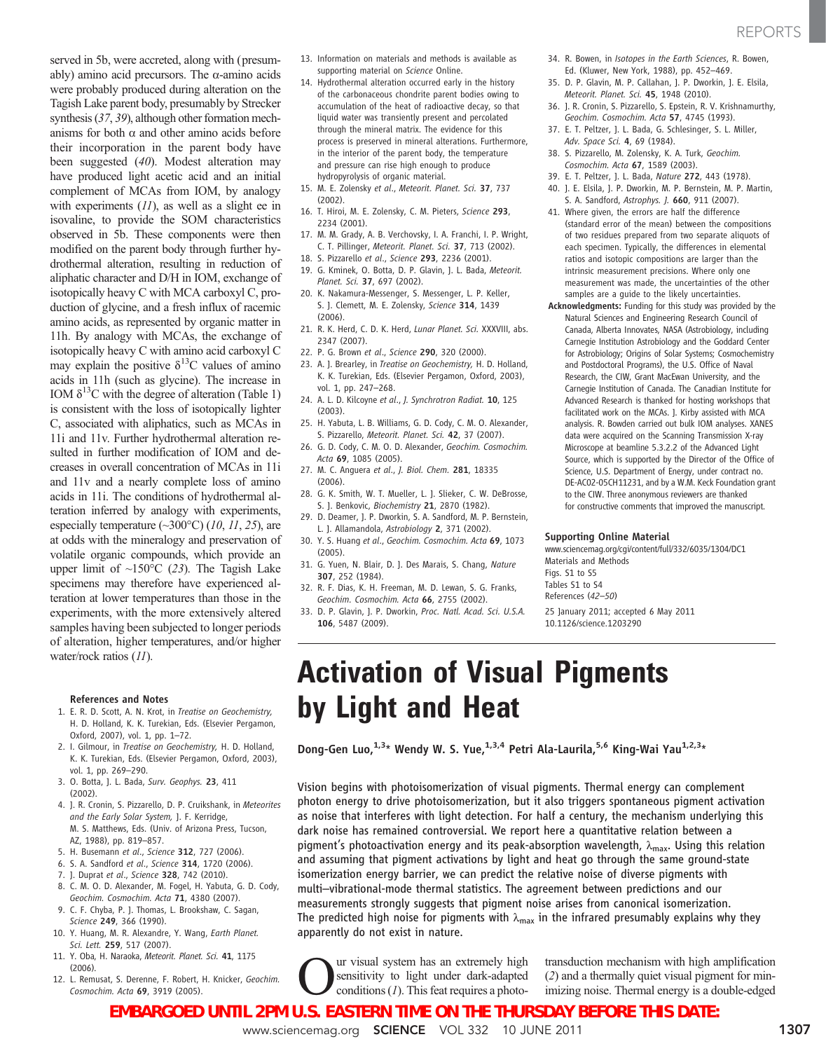served in 5b, were accreted, along with (presumably) amino acid precursors. The α-amino acids were probably produced during alteration on the Tagish Lake parent body, presumably by Strecker synthesis (37, 39), although other formation mechanisms for both α and other amino acids before their incorporation in the parent body have been suggested (40). Modest alteration may have produced light acetic acid and an initial complement of MCAs from IOM, by analogy with experiments (11), as well as a slight ee in isovaline, to provide the SOM characteristics observed in 5b. These components were then modified on the parent body through further hydrothermal alteration, resulting in reduction of aliphatic character and D/H in IOM, exchange of isotopically heavy C with MCA carboxyl C, production of glycine, and a fresh influx of racemic amino acids, as represented by organic matter in 11h. By analogy with MCAs, the exchange of isotopically heavy C with amino acid carboxyl C may explain the positive $\delta^{13}C$ values of amino acids in 11h (such as glycine). The increase in IOM $\delta^{13}C$ with the degree of alteration (Table 1) is consistent with the loss of isotopically lighter C, associated with aliphatics, such as MCAs in 11i and 11v. Further hydrothermal alteration resulted in further modification of IOM and decreases in overall concentration of MCAs in 11i and 11v and a nearly complete loss of amino acids in 11i. The conditions of hydrothermal alteration inferred by analogy with experiments, especially temperature (~300°C) (10, 11, 25), are at odds with the mineralogy and preservation of volatile organic compounds, which provide an upper limit of ~150°C (23). The Tagish Lake specimens may therefore have experienced alteration at lower temperatures than those in the experiments, with the more extensively altered samples having been subjected to longer periods of alteration, higher temperatures, and/or higher water/rock ratios (11).

### References and Notes

1. E. R. D. Scott, A. N. Krot, in *Treatise on Geochemistry*, H. D. Holland, K. K. Turekian, Eds. (Elsevier Pergamon, Oxford, 2007), vol. 1, pp. 1–72.
2. I. Gilmour, in *Treatise on Geochemistry*, H. D. Holland, K. K. Turekian, Eds. (Elsevier Pergamon, Oxford, 2003), vol. 1, pp. 269–290.
3. O. Botta, J. L. Bada, *Surv. Geophys.* **23**, 411 (2002).
4. J. R. Cronin, S. Pizzarello, D. P. Cruikshank, in *Meteorites and the Early Solar System*, J. F. Kerridge, M. S. Matthews, Eds. (Univ. of Arizona Press, Tucson, AZ, 1988), pp. 819–857.
5. H. Busemann *et al.*, *Science* **312**, 727 (2006).
6. S. A. Sandford *et al.*, *Science* **314**, 1720 (2006).
7. J. Duprat *et al.*, *Science* **328**, 742 (2010).
8. C. M. O. D. Alexander, M. Fogel, H. Yabuta, G. D. Cody, *Geochim. Cosmochim. Acta* **71**, 4380 (2007).
9. C. F. Chyba, P. J. Thomas, L. Brookshaw, C. Sagan, *Science* **249**, 366 (1990).
10. Y. Huang, M. R. Alexandre, Y. Wang, *Earth Planet. Sci. Lett.* **259**, 517 (2007).
11. Y. Oba, H. Naraoka, *Meteorit. Planet. Sci.* **41**, 1175 (2006).
12. L. Remusat, S. Derenne, F. Robert, H. Knicker, *Geochim. Cosmochim. Acta* **69**, 3919 (2005).
13. Information on materials and methods is available as supporting material on *Science* Online.
14. Hydrothermal alteration occurred early in the history of the carbonaceous chondrite parent bodies owing to accumulation of the heat of radioactive decay, so that liquid water was transiently present and percolated through the mineral matrix. The evidence for this process is preserved in mineral alterations. Furthermore, in the interior of the parent body, the temperature and pressure can rise high enough to produce hydropyrolysis of organic material.
15. M. E. Zolensky *et al.*, *Meteorit. Planet. Sci.* **37**, 737 (2002).
16. T. Hiroi, M. E. Zolensky, C. M. Pieters, *Science* **293**, 2234 (2001).
17. M. M. Grady, A. B. Verchovsky, I. A. Franchi, I. P. Wright, C. T. Pillinger, *Meteorit. Planet. Sci.* **37**, 713 (2002).
18. S. Pizzarello *et al.*, *Science* **293**, 2236 (2001).
19. G. Kminek, O. Botta, D. P. Glavin, J. L. Bada, *Meteorit. Planet. Sci.* **37**, 697 (2005).
20. K. Nakamura-Messenger, S. Messenger, L. P. Keller, S. J. Clemett, M. E. Zolensky, *Science* **314**, 1439 (2006).
21. R. K. Herd, C. D. K. Herd, *Lunar Planet. Sci.* XXXVIII, abs. 2347 (2007).
22. P. G. Brown *et al.*, *Science* **290**, 320 (2000).
23. A. J. Brearley, in *Treatise on Geochemistry*, H. D. Holland, K. K. Turekian, Eds. (Elsevier Pergamon, Oxford, 2003), vol. 1, pp. 247–268.
24. A. L. D. Kilcoyne *et al.*, *J. Synchrotron Radiat.* **10**, 125 (2003).
25. H. Yabuta, L. B. Williams, G. D. Cody, C. M. O. Alexander, S. Pizzarello, *Meteorit. Planet. Sci.* **42**, 37 (2007).
26. G. D. Cody, C. M. O. D. Alexander, *Geochim. Cosmochim. Acta* **69**, 1085 (2005).
27. M. C. Anguera *et al.*, *J. Biol. Chem.* **281**, 18335 (2006).
28. G. K. Smith, W. T. Mueller, L. J. Slieker, C. W. DeBrosse, S. J. Benkovic, *Biochemistry* **21**, 2870 (1982).
29. D. Deamer, J. P. Dworkin, S. A. Sandford, M. P. Bernstein, L. J. Allamandola, *Astrobiology* **2**, 371 (2002).
30. Y. S. Huang *et al.*, *Geochim. Cosmochim. Acta* **69**, 1073 (2005).
31. G. Yuen, N. Blair, D. J. Des Marais, S. Chang, *Nature* **307**, 252 (1984).
32. R. F. Dias, K. H. Freeman, M. D. Lewan, S. G. Franks, *Geochim. Cosmochim. Acta* **66**, 2755 (2002).
33. D. P. Glavin, J. P. Dworkin, *Proc. Natl. Acad. Sci. U.S.A.* **106**, 5487 (2009).
34. R. Bowen, in *Isotopes in the Earth Sciences*, R. Bowen, Ed. (Kluwer, New York, 1988), pp. 452–469.
35. D. P. Glavin, M. P. Callahan, J. P. Dworkin, J. E. Elsila, *Meteorit. Planet. Sci.* **45**, 1948 (2010).
36. J. R. Cronin, S. Pizzarello, S. Epstein, R. V. Krishnamurthy, *Geochim. Cosmochim. Acta* **57**, 4745 (1993).
37. E. T. Peltzer, J. L. Bada, G. Schlesinger, S. L. Miller, *Adv. Space Sci.* **4**, 69 (1984).
38. S. Pizzarello, M. Zolensky, K. A. Turk, *Geochim. Cosmochim. Acta* **67**, 1589 (2003).
39. E. T. Peltzer, J. L. Bada, *Nature* **272**, 443 (1978).
40. J. E. Elsila, J. P. Dworkin, M. P. Bernstein, M. P. Martin, S. A. Sandford, *Astrophys. J.* **660**, 911 (2007).
41. Where given, the errors are half the difference (standard error of the mean) between the compositions of two residues prepared from two separate aliquots of each specimen. Typically, the differences in elemental ratios and isotopic compositions are larger than the intrinsic measurement precisions. Where only one measurement was made, the uncertainties of the other samples are a guide to the likely uncertainties.

**Acknowledgments:** Funding for this study was provided by the Natural Sciences and Engineering Research Council of Canada, Alberta Innovates, NASA (Astrobiology, including Carnegie Institution Astrobiology and the Goddard Center for Astrobiology; Origins of Solar Systems; Cosmochemistry and Postdoctoral Programs), the U.S. Office of Naval Research, the CIW, Grant MacEwan University, and the Carnegie Institution of Canada. The Canadian Institute for Advanced Research is thanked for hosting workshops that facilitated work on the MCAs. J. Kirby assisted with MCA analysis. R. Bowden carried out bulk IOM analyses. XANES data were acquired on the Scanning Transmission X-ray Microscope at beamline 5.3.2.2 of the Advanced Light Source, which is supported by the Director of the Office of Science, U.S. Department of Energy, under contract no. DE-AC02-05CH11231, and by a W.M. Keck Foundation grant to the CIW. Three anonymous reviewers are thanked for constructive comments that improved the manuscript.

### Supporting Online Material

www.sciencemag.org/cgi/content/full/332/6035/1304/DC1
Materials and Methods
Figs. S1 to S5
Tables S1 to S4
References (42–50)

25 January 2011; accepted 6 May 2011
10.1126/science.1203290

# Activation of Visual Pigments by Light and Heat

**Dong-Gen Luo,[1,3]* Wendy W. S. Yue,[1,3,4] Petri Ala-Laurila,[5,6] King-Wai Yau[1,2,3]***

Vision begins with photoisomerization of visual pigments. Thermal energy can complement photon energy to drive photoisomerization, but it also triggers spontaneous pigment activation as noise that interferes with light detection. For half a century, the mechanism underlying this dark noise has remained controversial. We report here a quantitative relation between a pigment's photoactivation energy and its peak-absorption wavelength, $\lambda_{max}$. Using this relation and assuming that pigment activations by light and heat go through the same ground-state isomerization energy barrier, we can predict the relative noise of diverse pigments with multi–vibrational-mode thermal statistics. The agreement between predictions and our measurements strongly suggests that pigment noise arises from canonical isomerization. The predicted high noise for pigments with $\lambda_{max}$ in the infrared presumably explains why they apparently do not exist in nature.

Our visual system has an extremely high sensitivity to light under dark-adapted conditions (1). This feat requires a phototransduction mechanism with high amplification (2) and a thermally quiet visual pigment for minimizing noise. Thermal energy is a double-edged